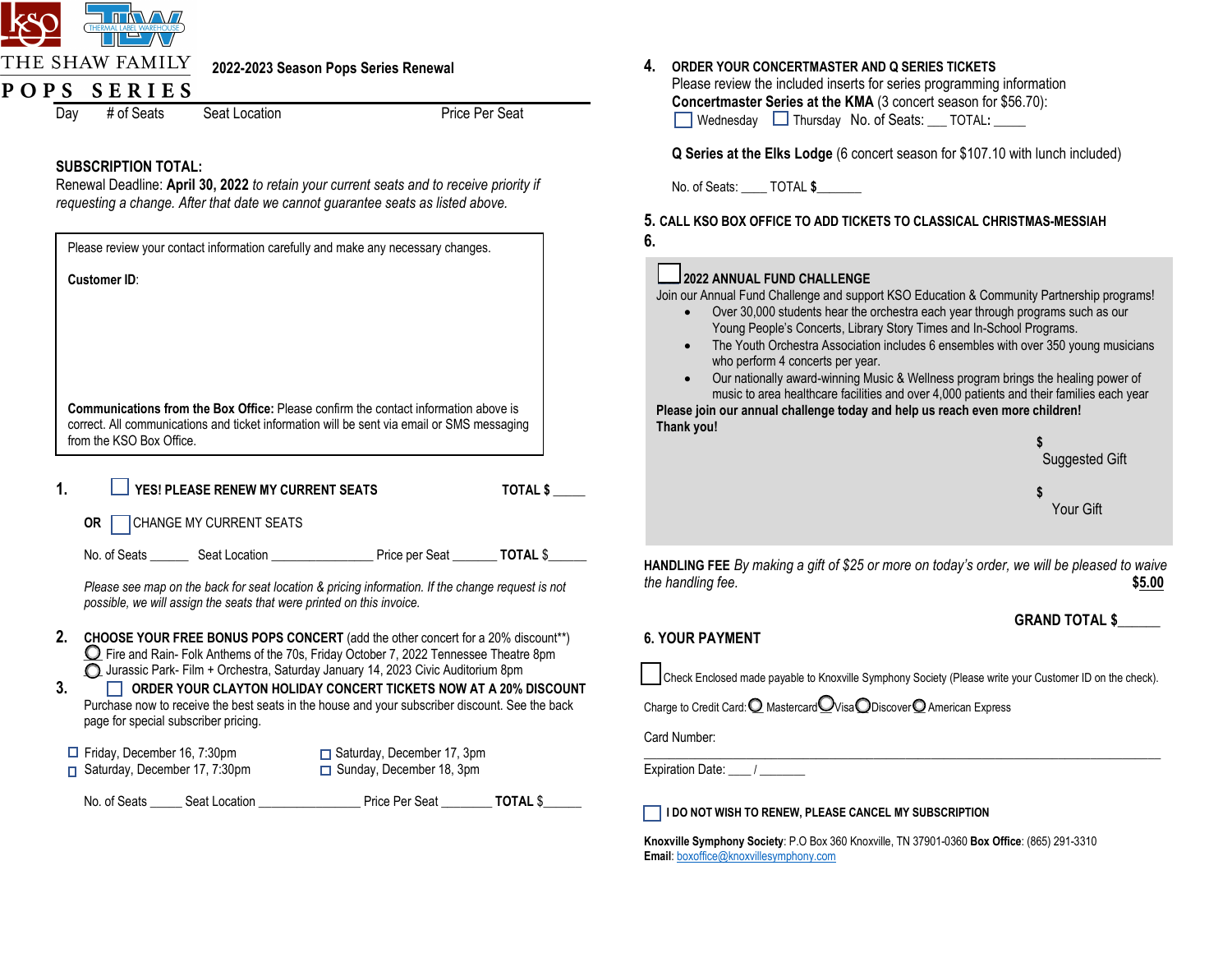THE SHAW FAMILY

# POPS SERIES

**2022-2023 Season Pops Series Renewal**

| Day | # of Seats | Seat Location | Price Per Seat |
|---|---|---|---|

**SUBSCRIPTION TOTAL:**

Renewal Deadline: **April 30, 2022** *to retain your current seats and to receive priority if requesting a change. After that date we cannot guarantee seats as listed above.*

Please review your contact information carefully and make any necessary changes.

**Customer ID**:

**Communications from the Box Office:** Please confirm the contact information above is correct. All communications and ticket information will be sent via email or SMS messaging from the KSO Box Office.

**1.** ☐ **YES! PLEASE RENEW MY CURRENT SEATS** **TOTAL $** _____

**OR** ☐ CHANGE MY CURRENT SEATS

No. of Seats ______ Seat Location ________________ Price per Seat _______ **TOTAL** $______

*Please see map on the back for seat location & pricing information. If the change request is not possible, we will assign the seats that were printed on this invoice.*

**2. CHOOSE YOUR FREE BONUS POPS CONCERT** (add the other concert for a 20% discount**)

○ Fire and Rain- Folk Anthems of the 70s, Friday October 7, 2022 Tennessee Theatre 8pm

○ Jurassic Park- Film + Orchestra, Saturday January 14, 2023 Civic Auditorium 8pm

**3.** ☐ **ORDER YOUR CLAYTON HOLIDAY CONCERT TICKETS NOW AT A 20% DISCOUNT**

Purchase now to receive the best seats in the house and your subscriber discount. See the back page for special subscriber pricing.

☐ Friday, December 16, 7:30pm ☐ Saturday, December 17, 3pm
☐ Saturday, December 17, 7:30pm ☐ Sunday, December 18, 3pm

No. of Seats _____ Seat Location ________________ Price Per Seat ________ **TOTAL** $______

**4. ORDER YOUR CONCERTMASTER AND Q SERIES TICKETS**

Please review the included inserts for series programming information

**Concertmaster Series at the KMA** (3 concert season for $56.70):

☐ Wednesday ☐ Thursday No. of Seats: ___ TOTAL: _____

**Q Series at the Elks Lodge** (6 concert season for $107.10 with lunch included)

No. of Seats: ____ TOTAL **$**_______

**5. CALL KSO BOX OFFICE TO ADD TICKETS TO CLASSICAL CHRISTMAS-MESSIAH**

**6.**

☐ **2022 ANNUAL FUND CHALLENGE**

Join our Annual Fund Challenge and support KSO Education & Community Partnership programs!

- Over 30,000 students hear the orchestra each year through programs such as our Young People's Concerts, Library Story Times and In-School Programs.
- The Youth Orchestra Association includes 6 ensembles with over 350 young musicians who perform 4 concerts per year.
- Our nationally award-winning Music & Wellness program brings the healing power of music to area healthcare facilities and over 4,000 patients and their families each year

**Please join our annual challenge today and help us reach even more children!**
**Thank you!**

**$** Suggested Gift

**$** Your Gift

**HANDLING FEE** *By making a gift of $25 or more on today's order, we will be pleased to waive the handling fee.* **$5.00**

**GRAND TOTAL $**______

**6. YOUR PAYMENT**

☐ Check Enclosed made payable to Knoxville Symphony Society (Please write your Customer ID on the check).

Charge to Credit Card: ○ Mastercard ○ Visa ○ Discover ○ American Express

Card Number: ____________________________________________

Expiration Date: ____ / _______

☐ **I DO NOT WISH TO RENEW, PLEASE CANCEL MY SUBSCRIPTION**

**Knoxville Symphony Society**: P.O Box 360 Knoxville, TN 37901-0360 **Box Office**: (865) 291-3310
**Email**: boxoffice@knoxvillesymphony.com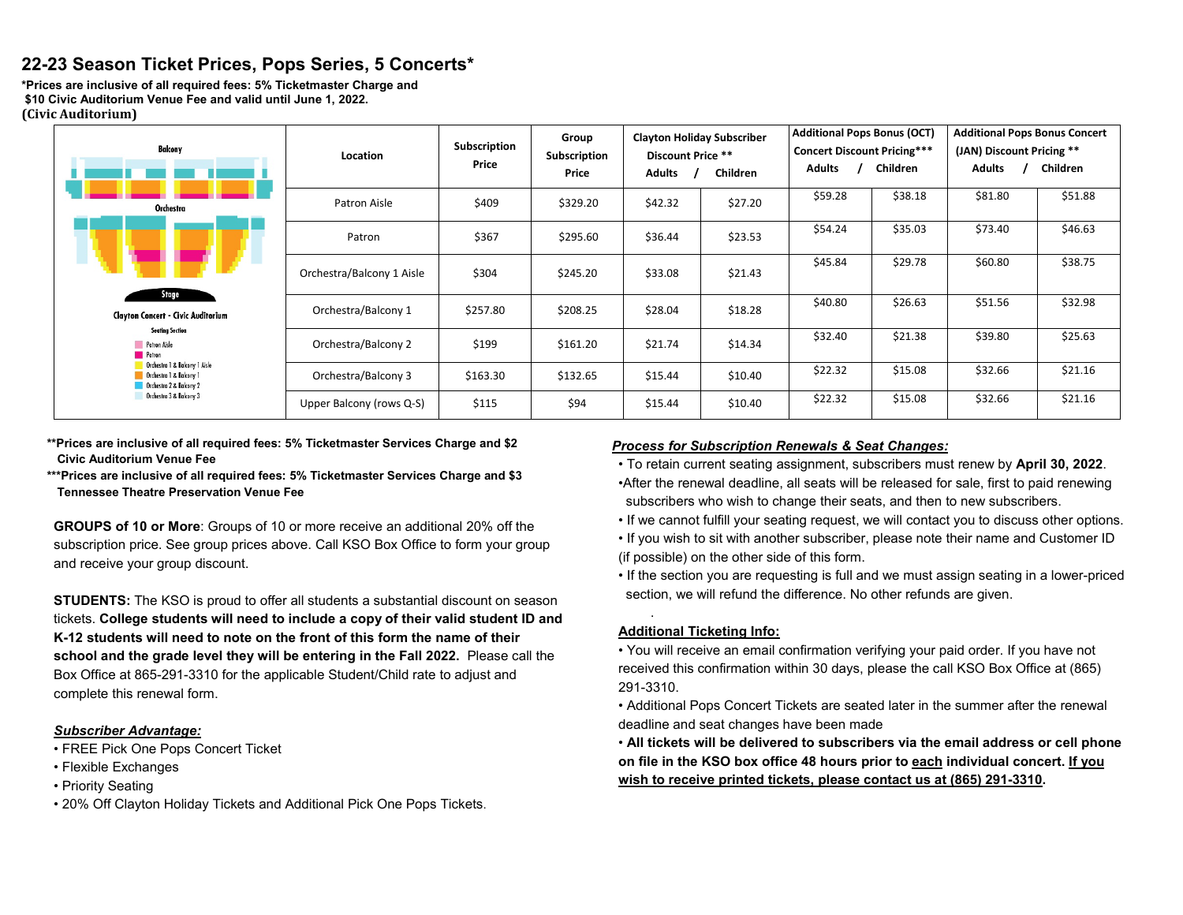## 22-23 Season Ticket Prices, Pops Series, 5 Concerts*

**\*Prices are inclusive of all required fees: 5% Ticketmaster Charge and $10 Civic Auditorium Venue Fee and valid until June 1, 2022.**

**(Civic Auditorium)**

Balcony

Orchestra

Stage

Clayton Concert - Civic Auditorium

Seating Section

Patron Aisle

Patron

Orchestra 1 & Balcony 1 Aisle

Orchestra 1 & Balcony 1

Orchestra 2 & Balcony 2

Orchestra 3 & Balcony 3

| Location | Subscription Price | Group Subscription Price | Clayton Holiday Subscriber Discount Price ** Adults | Children | Additional Pops Bonus (OCT) Concert Discount Pricing*** Adults | Children | Additional Pops Bonus Concert (JAN) Discount Pricing ** Adults | Children |
|---|---|---|---|---|---|---|---|---|
| Patron Aisle | $409 | $329.20 | $42.32 | $27.20 | $59.28 | $38.18 | $81.80 | $51.88 |
| Patron | $367 | $295.60 | $36.44 | $23.53 | $54.24 | $35.03 | $73.40 | $46.63 |
| Orchestra/Balcony 1 Aisle | $304 | $245.20 | $33.08 | $21.43 | $45.84 | $29.78 | $60.80 | $38.75 |
| Orchestra/Balcony 1 | $257.80 | $208.25 | $28.04 | $18.28 | $40.80 | $26.63 | $51.56 | $32.98 |
| Orchestra/Balcony 2 | $199 | $161.20 | $21.74 | $14.34 | $32.40 | $21.38 | $39.80 | $25.63 |
| Orchestra/Balcony 3 | $163.30 | $132.65 | $15.44 | $10.40 | $22.32 | $15.08 | $32.66 | $21.16 |
| Upper Balcony (rows Q-S) | $115 | $94 | $15.44 | $10.40 | $22.32 | $15.08 | $32.66 | $21.16 |

**\*\*Prices are inclusive of all required fees: 5% Ticketmaster Services Charge and $2 Civic Auditorium Venue Fee**

**\*\*\*Prices are inclusive of all required fees: 5% Ticketmaster Services Charge and $3 Tennessee Theatre Preservation Venue Fee**

**GROUPS of 10 or More**: Groups of 10 or more receive an additional 20% off the subscription price. See group prices above. Call KSO Box Office to form your group and receive your group discount.

**STUDENTS:** The KSO is proud to offer all students a substantial discount on season tickets. **College students will need to include a copy of their valid student ID and K-12 students will need to note on the front of this form the name of their school and the grade level they will be entering in the Fall 2022.** Please call the Box Office at 865-291-3310 for the applicable Student/Child rate to adjust and complete this renewal form.

***Subscriber Advantage:***

- FREE Pick One Pops Concert Ticket
- Flexible Exchanges
- Priority Seating
- 20% Off Clayton Holiday Tickets and Additional Pick One Pops Tickets.

***Process for Subscription Renewals & Seat Changes:***

- To retain current seating assignment, subscribers must renew by **April 30, 2022**.
- After the renewal deadline, all seats will be released for sale, first to paid renewing subscribers who wish to change their seats, and then to new subscribers.
- If we cannot fulfill your seating request, we will contact you to discuss other options.
- If you wish to sit with another subscriber, please note their name and Customer ID (if possible) on the other side of this form.
- If the section you are requesting is full and we must assign seating in a lower-priced section, we will refund the difference. No other refunds are given.

**Additional Ticketing Info:**

- You will receive an email confirmation verifying your paid order. If you have not received this confirmation within 30 days, please the call KSO Box Office at (865) 291-3310.
- Additional Pops Concert Tickets are seated later in the summer after the renewal deadline and seat changes have been made
- **All tickets will be delivered to subscribers via the email address or cell phone on file in the KSO box office 48 hours prior to each individual concert. If you wish to receive printed tickets, please contact us at (865) 291-3310.**